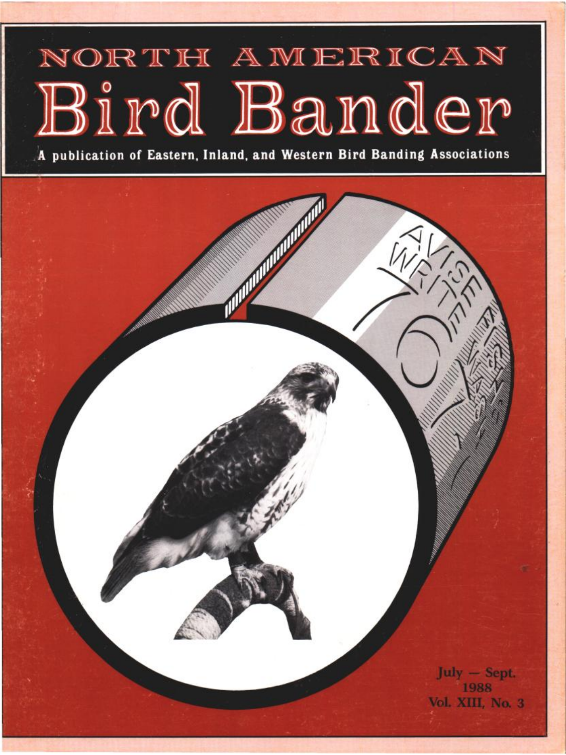# NORTH AMERICAN

# Bird Bander

**A publication of Eastern, Inland, and Western Bird Banding Associations**

July — Sept.
1988
Vol. XIII, No. 3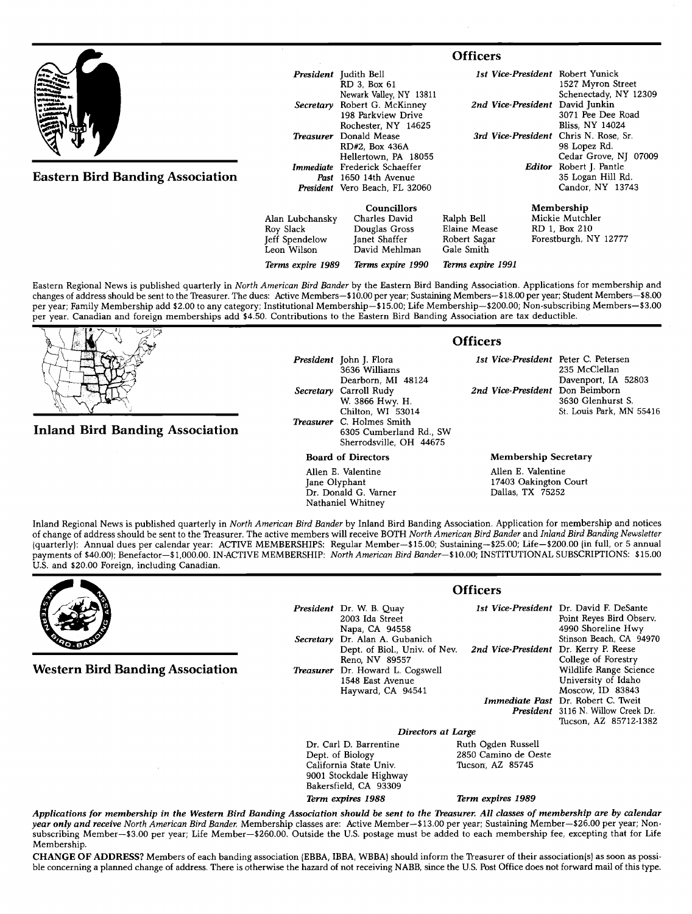## Eastern Bird Banding Association

### Officers

**President** Judith Bell
RD 3, Box 61
Newark Valley, NY 13811

**Secretary** Robert G. McKinney
198 Parkview Drive
Rochester, NY 14625

**Treasurer** Donald Mease
RD#2, Box 436A
Hellertown, PA 18055

**Immediate Past President** Frederick Schaeffer
1650 14th Avenue
Vero Beach, FL 32060

**1st Vice-President** Robert Yunick
1527 Myron Street
Schenectady, NY 12309

**2nd Vice-President** David Junkin
3071 Pee Dee Road
Bliss, NY 14024

**3rd Vice-President** Chris N. Rose, Sr.
98 Lopez Rd.
Cedar Grove, NJ 07009

**Editor** Robert J. Pantle
35 Logan Hill Rd.
Candor, NY 13743

### Councillors

| | Councillors | |
|---|---|---|
| Alan Lubchansky | Charles David | Ralph Bell |
| Roy Slack | Douglas Gross | Elaine Mease |
| Jeff Spendelow | Janet Shaffer | Robert Sagar |
| Leon Wilson | David Mehlman | Gale Smith |
| *Terms expire 1989* | *Terms expire 1990* | *Terms expire 1991* |

### Membership

Mickie Mutchler
RD 1, Box 210
Forestburgh, NY 12777

Eastern Regional News is published quarterly in *North American Bird Bander* by the Eastern Bird Banding Association. Applications for membership and changes of address should be sent to the Treasurer. The dues: Active Members—$10.00 per year; Sustaining Members—$18.00 per year; Student Members—$8.00 per year; Family Membership add $2.00 to any category; Institutional Membership—$15.00; Life Membership—$200.00; Non-subscribing Members—$3.00 per year. Canadian and foreign memberships add $4.50. Contributions to the Eastern Bird Banding Association are tax deductible.

## Inland Bird Banding Association

### Officers

**President** John J. Flora
3636 Williams
Dearborn, MI 48124

**Secretary** Carroll Rudy
W. 3866 Hwy. H.
Chilton, WI 53014

**Treasurer** C. Holmes Smith
6305 Cumberland Rd., SW
Sherrodsville, OH 44675

**1st Vice-President** Peter C. Petersen
235 McClellan
Davenport, IA 52803

**2nd Vice-President** Don Beimborn
3630 Glenhurst S.
St. Louis Park, MN 55416

### Board of Directors

Allen E. Valentine
Jane Olyphant
Dr. Donald G. Varner
Nathaniel Whitney

### Membership Secretary

Allen E. Valentine
17403 Oakington Court
Dallas, TX 75252

Inland Regional News is published quarterly in *North American Bird Bander* by Inland Bird Banding Association. Application for membership and notices of change of address should be sent to the Treasurer. The active members will receive BOTH *North American Bird Bander* and *Inland Bird Banding Newsletter* (quarterly): Annual dues per calendar year: ACTIVE MEMBERSHIPS: Regular Member—$15.00; Sustaining—$25.00; Life—$200.00 (in full, or 5 annual payments of $40.00); Benefactor—$1,000.00. IN-ACTIVE MEMBERSHIP: *North American Bird Bander*—$10.00; INSTITUTIONAL SUBSCRIPTIONS: $15.00 U.S. and $20.00 Foreign, including Canadian.

## Western Bird Banding Association

### Officers

**President** Dr. W. B. Quay
2003 Ida Street
Napa, CA 94558

**Secretary** Dr. Alan A. Gubanich
Dept. of Biol., Univ. of Nev.
Reno, NV 89557

**Treasurer** Dr. Howard L. Cogswell
1548 East Avenue
Hayward, CA 94541

**1st Vice-President** Dr. David F. DeSante
Point Reyes Bird Observ.
4990 Shoreline Hwy
Stinson Beach, CA 94970

**2nd Vice-President** Dr. Kerry P. Reese
College of Forestry
Wildlife Range Science
University of Idaho
Moscow, ID 83843

**Immediate Past President** Dr. Robert C. Tweit
3116 N. Willow Creek Dr.
Tucson, AZ 85712-1382

### *Directors at Large*

Dr. Carl D. Barrentine
Dept. of Biology
California State Univ.
9001 Stockdale Highway
Bakersfield, CA 93309
*Term expires 1988*

Ruth Ogden Russell
2850 Camino de Oeste
Tucson, AZ 85745
*Term expires 1989*

***Applications for membership in the Western Bird Banding Association should be sent to the Treasurer. All classes of membership are by calendar year only and receive North American Bird Bander.*** Membership classes are: Active Member—$13.00 per year; Sustaining Member—$26.00 per year; Non-subscribing Member—$3.00 per year; Life Member—$260.00. Outside the U.S. postage must be added to each membership fee, excepting that for Life Membership.

**CHANGE OF ADDRESS?** Members of each banding association (EBBA, IBBA, WBBA) should inform the Treasurer of their association(s) as soon as possible concerning a planned change of address. There is otherwise the hazard of not receiving NABB, since the U.S. Post Office does not forward mail of this type.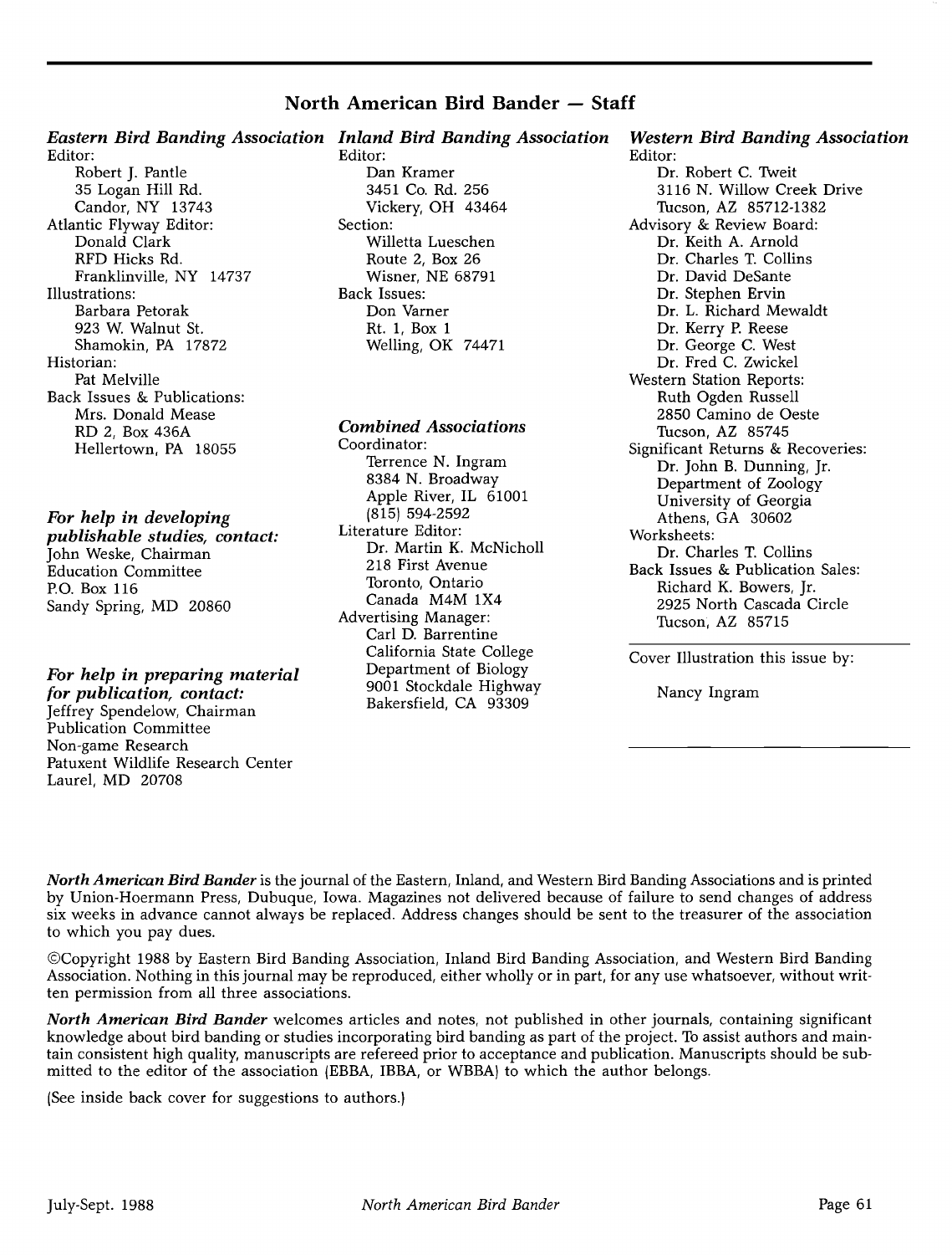## North American Bird Bander — Staff

### *Eastern Bird Banding Association*

Editor:
Robert J. Pantle
35 Logan Hill Rd.
Candor, NY 13743

Atlantic Flyway Editor:
Donald Clark
RFD Hicks Rd.
Franklinville, NY 14737

Illustrations:
Barbara Petorak
923 W. Walnut St.
Shamokin, PA 17872

Historian:
Pat Melville

Back Issues & Publications:
Mrs. Donald Mease
RD 2, Box 436A
Hellertown, PA 18055

### *For help in developing publishable studies, contact:*

John Weske, Chairman
Education Committee
P.O. Box 116
Sandy Spring, MD 20860

### *For help in preparing material for publication, contact:*

Jeffrey Spendelow, Chairman
Publication Committee
Non-game Research
Patuxent Wildlife Research Center
Laurel, MD 20708

### *Inland Bird Banding Association*

Editor:
Dan Kramer
3451 Co. Rd. 256
Vickery, OH 43464

Section:
Willetta Lueschen
Route 2, Box 26
Wisner, NE 68791

Back Issues:
Don Varner
Rt. 1, Box 1
Welling, OK 74471

### *Combined Associations*

Coordinator:
Terrence N. Ingram
8384 N. Broadway
Apple River, IL 61001
(815) 594-2592

Literature Editor:
Dr. Martin K. McNicholl
218 First Avenue
Toronto, Ontario
Canada M4M 1X4

Advertising Manager:
Carl D. Barrentine
California State College
Department of Biology
9001 Stockdale Highway
Bakersfield, CA 93309

### *Western Bird Banding Association*

Editor:
Dr. Robert C. Tweit
3116 N. Willow Creek Drive
Tucson, AZ 85712-1382

Advisory & Review Board:
Dr. Keith A. Arnold
Dr. Charles T. Collins
Dr. David DeSante
Dr. Stephen Ervin
Dr. L. Richard Mewaldt
Dr. Kerry P. Reese
Dr. George C. West
Dr. Fred C. Zwickel

Western Station Reports:
Ruth Ogden Russell
2850 Camino de Oeste
Tucson, AZ 85745

Significant Returns & Recoveries:
Dr. John B. Dunning, Jr.
Department of Zoology
University of Georgia
Athens, GA 30602

Worksheets:
Dr. Charles T. Collins

Back Issues & Publication Sales:
Richard K. Bowers, Jr.
2925 North Cascada Circle
Tucson, AZ 85715

Cover Illustration this issue by:

Nancy Ingram

---

***North American Bird Bander*** is the journal of the Eastern, Inland, and Western Bird Banding Associations and is printed by Union-Hoermann Press, Dubuque, Iowa. Magazines not delivered because of failure to send changes of address six weeks in advance cannot always be replaced. Address changes should be sent to the treasurer of the association to which you pay dues.

©Copyright 1988 by Eastern Bird Banding Association, Inland Bird Banding Association, and Western Bird Banding Association. Nothing in this journal may be reproduced, either wholly or in part, for any use whatsoever, without written permission from all three associations.

***North American Bird Bander*** welcomes articles and notes, not published in other journals, containing significant knowledge about bird banding or studies incorporating bird banding as part of the project. To assist authors and maintain consistent high quality, manuscripts are refereed prior to acceptance and publication. Manuscripts should be submitted to the editor of the association (EBBA, IBBA, or WBBA) to which the author belongs.

(See inside back cover for suggestions to authors.)